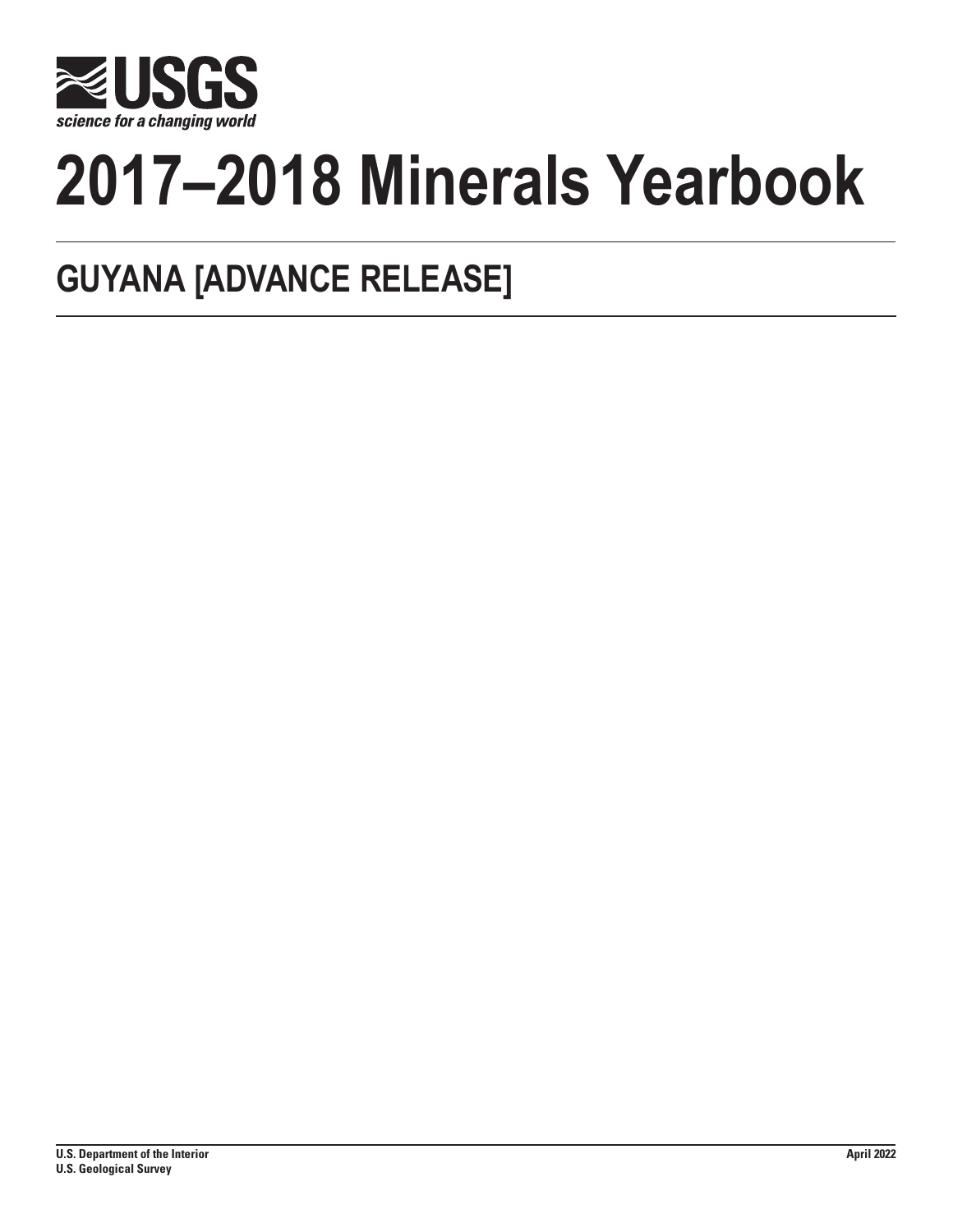USGS

science for a changing world

# 2017–2018 Minerals Yearbook

## GUYANA [ADVANCE RELEASE]

U.S. Department of the Interior
U.S. Geological Survey

April 2022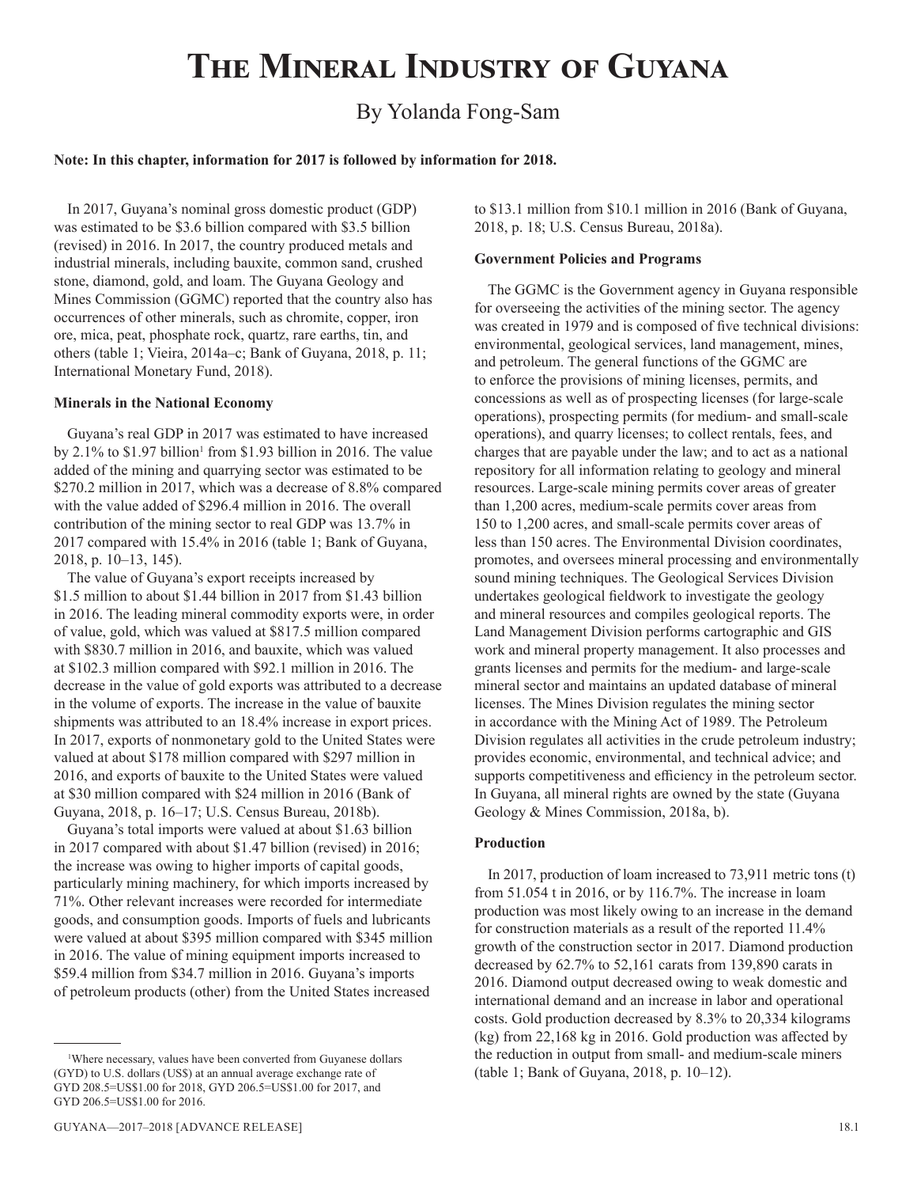# The Mineral Industry of Guyana

By Yolanda Fong-Sam

**Note: In this chapter, information for 2017 is followed by information for 2018.**

In 2017, Guyana's nominal gross domestic product (GDP) was estimated to be $3.6 billion compared with $3.5 billion (revised) in 2016. In 2017, the country produced metals and industrial minerals, including bauxite, common sand, crushed stone, diamond, gold, and loam. The Guyana Geology and Mines Commission (GGMC) reported that the country also has occurrences of other minerals, such as chromite, copper, iron ore, mica, peat, phosphate rock, quartz, rare earths, tin, and others (table 1; Vieira, 2014a–c; Bank of Guyana, 2018, p. 11; International Monetary Fund, 2018).

**Minerals in the National Economy**

Guyana's real GDP in 2017 was estimated to have increased by 2.1% to $1.97 billion[1] from $1.93 billion in 2016. The value added of the mining and quarrying sector was estimated to be $270.2 million in 2017, which was a decrease of 8.8% compared with the value added of $296.4 million in 2016. The overall contribution of the mining sector to real GDP was 13.7% in 2017 compared with 15.4% in 2016 (table 1; Bank of Guyana, 2018, p. 10–13, 145).

The value of Guyana's export receipts increased by $1.5 million to about $1.44 billion in 2017 from $1.43 billion in 2016. The leading mineral commodity exports were, in order of value, gold, which was valued at $817.5 million compared with $830.7 million in 2016, and bauxite, which was valued at $102.3 million compared with $92.1 million in 2016. The decrease in the value of gold exports was attributed to a decrease in the volume of exports. The increase in the value of bauxite shipments was attributed to an 18.4% increase in export prices. In 2017, exports of nonmonetary gold to the United States were valued at about $178 million compared with $297 million in 2016, and exports of bauxite to the United States were valued at $30 million compared with $24 million in 2016 (Bank of Guyana, 2018, p. 16–17; U.S. Census Bureau, 2018b).

Guyana's total imports were valued at about $1.63 billion in 2017 compared with about $1.47 billion (revised) in 2016; the increase was owing to higher imports of capital goods, particularly mining machinery, for which imports increased by 71%. Other relevant increases were recorded for intermediate goods, and consumption goods. Imports of fuels and lubricants were valued at about $395 million compared with $345 million in 2016. The value of mining equipment imports increased to $59.4 million from $34.7 million in 2016. Guyana's imports of petroleum products (other) from the United States increased to $13.1 million from $10.1 million in 2016 (Bank of Guyana, 2018, p. 18; U.S. Census Bureau, 2018a).

**Government Policies and Programs**

The GGMC is the Government agency in Guyana responsible for overseeing the activities of the mining sector. The agency was created in 1979 and is composed of five technical divisions: environmental, geological services, land management, mines, and petroleum. The general functions of the GGMC are to enforce the provisions of mining licenses, permits, and concessions as well as of prospecting licenses (for large-scale operations), prospecting permits (for medium- and small-scale operations), and quarry licenses; to collect rentals, fees, and charges that are payable under the law; and to act as a national repository for all information relating to geology and mineral resources. Large-scale mining permits cover areas of greater than 1,200 acres, medium-scale permits cover areas from 150 to 1,200 acres, and small-scale permits cover areas of less than 150 acres. The Environmental Division coordinates, promotes, and oversees mineral processing and environmentally sound mining techniques. The Geological Services Division undertakes geological fieldwork to investigate the geology and mineral resources and compiles geological reports. The Land Management Division performs cartographic and GIS work and mineral property management. It also processes and grants licenses and permits for the medium- and large-scale mineral sector and maintains an updated database of mineral licenses. The Mines Division regulates the mining sector in accordance with the Mining Act of 1989. The Petroleum Division regulates all activities in the crude petroleum industry; provides economic, environmental, and technical advice; and supports competitiveness and efficiency in the petroleum sector. In Guyana, all mineral rights are owned by the state (Guyana Geology & Mines Commission, 2018a, b).

**Production**

In 2017, production of loam increased to 73,911 metric tons (t) from 51.054 t in 2016, or by 116.7%. The increase in loam production was most likely owing to an increase in the demand for construction materials as a result of the reported 11.4% growth of the construction sector in 2017. Diamond production decreased by 62.7% to 52,161 carats from 139,890 carats in 2016. Diamond output decreased owing to weak domestic and international demand and an increase in labor and operational costs. Gold production decreased by 8.3% to 20,334 kilograms (kg) from 22,168 kg in 2016. Gold production was affected by the reduction in output from small- and medium-scale miners (table 1; Bank of Guyana, 2018, p. 10–12).

[1] Where necessary, values have been converted from Guyanese dollars (GYD) to U.S. dollars (US$) at an annual average exchange rate of GYD 208.5=US$1.00 for 2018, GYD 206.5=US$1.00 for 2017, and GYD 206.5=US$1.00 for 2016.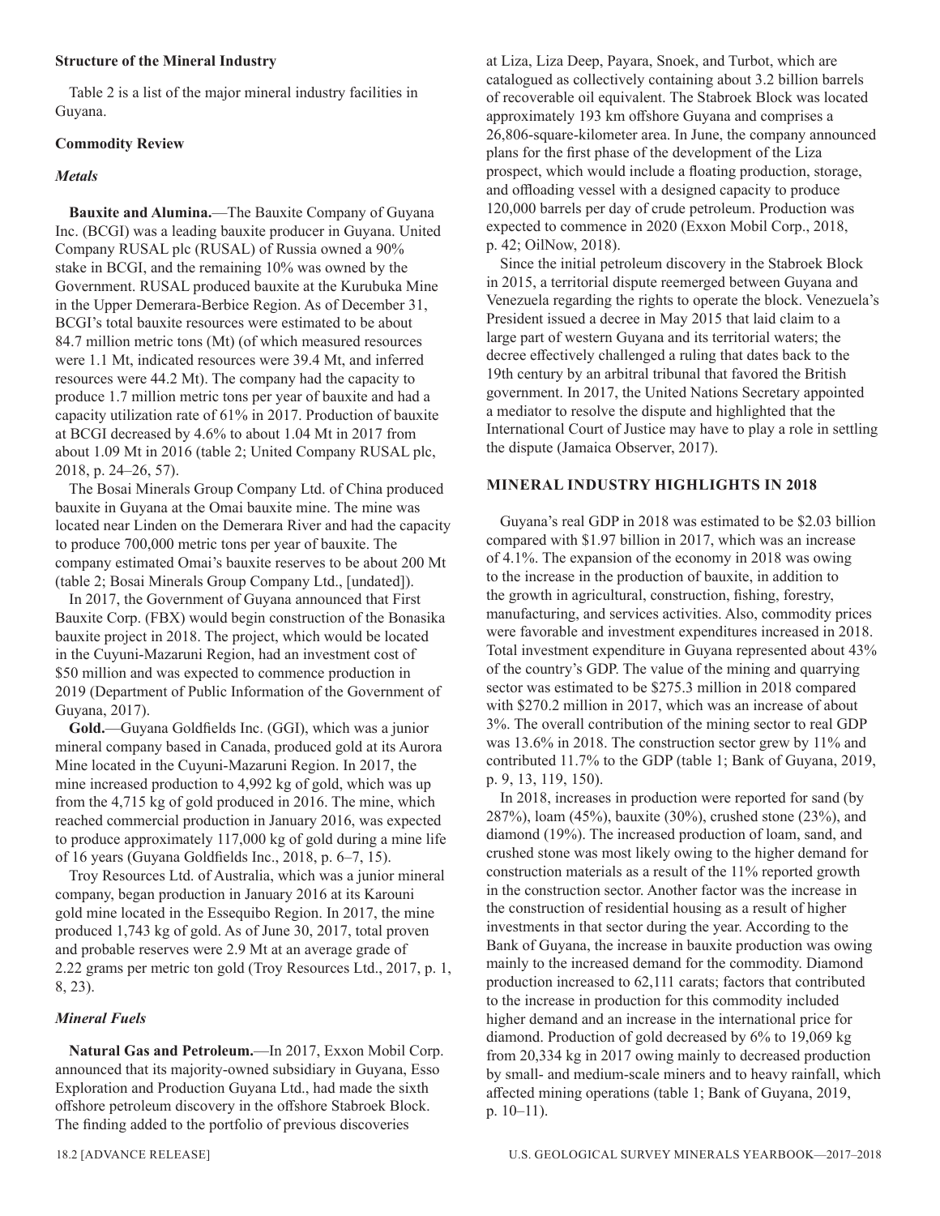### Structure of the Mineral Industry

Table 2 is a list of the major mineral industry facilities in Guyana.

### Commodity Review

#### *Metals*

**Bauxite and Alumina.**—The Bauxite Company of Guyana Inc. (BCGI) was a leading bauxite producer in Guyana. United Company RUSAL plc (RUSAL) of Russia owned a 90% stake in BCGI, and the remaining 10% was owned by the Government. RUSAL produced bauxite at the Kurubuka Mine in the Upper Demerara-Berbice Region. As of December 31, BCGI's total bauxite resources were estimated to be about 84.7 million metric tons (Mt) (of which measured resources were 1.1 Mt, indicated resources were 39.4 Mt, and inferred resources were 44.2 Mt). The company had the capacity to produce 1.7 million metric tons per year of bauxite and had a capacity utilization rate of 61% in 2017. Production of bauxite at BCGI decreased by 4.6% to about 1.04 Mt in 2017 from about 1.09 Mt in 2016 (table 2; United Company RUSAL plc, 2018, p. 24–26, 57).

The Bosai Minerals Group Company Ltd. of China produced bauxite in Guyana at the Omai bauxite mine. The mine was located near Linden on the Demerara River and had the capacity to produce 700,000 metric tons per year of bauxite. The company estimated Omai's bauxite reserves to be about 200 Mt (table 2; Bosai Minerals Group Company Ltd., [undated]).

In 2017, the Government of Guyana announced that First Bauxite Corp. (FBX) would begin construction of the Bonasika bauxite project in 2018. The project, which would be located in the Cuyuni-Mazaruni Region, had an investment cost of $50 million and was expected to commence production in 2019 (Department of Public Information of the Government of Guyana, 2017).

**Gold.**—Guyana Goldfields Inc. (GGI), which was a junior mineral company based in Canada, produced gold at its Aurora Mine located in the Cuyuni-Mazaruni Region. In 2017, the mine increased production to 4,992 kg of gold, which was up from the 4,715 kg of gold produced in 2016. The mine, which reached commercial production in January 2016, was expected to produce approximately 117,000 kg of gold during a mine life of 16 years (Guyana Goldfields Inc., 2018, p. 6–7, 15).

Troy Resources Ltd. of Australia, which was a junior mineral company, began production in January 2016 at its Karouni gold mine located in the Essequibo Region. In 2017, the mine produced 1,743 kg of gold. As of June 30, 2017, total proven and probable reserves were 2.9 Mt at an average grade of 2.22 grams per metric ton gold (Troy Resources Ltd., 2017, p. 1, 8, 23).

#### *Mineral Fuels*

**Natural Gas and Petroleum.**—In 2017, Exxon Mobil Corp. announced that its majority-owned subsidiary in Guyana, Esso Exploration and Production Guyana Ltd., had made the sixth offshore petroleum discovery in the offshore Stabroek Block. The finding added to the portfolio of previous discoveries at Liza, Liza Deep, Payara, Snoek, and Turbot, which are catalogued as collectively containing about 3.2 billion barrels of recoverable oil equivalent. The Stabroek Block was located approximately 193 km offshore Guyana and comprises a 26,806-square-kilometer area. In June, the company announced plans for the first phase of the development of the Liza prospect, which would include a floating production, storage, and offloading vessel with a designed capacity to produce 120,000 barrels per day of crude petroleum. Production was expected to commence in 2020 (Exxon Mobil Corp., 2018, p. 42; OilNow, 2018).

Since the initial petroleum discovery in the Stabroek Block in 2015, a territorial dispute reemerged between Guyana and Venezuela regarding the rights to operate the block. Venezuela's President issued a decree in May 2015 that laid claim to a large part of western Guyana and its territorial waters; the decree effectively challenged a ruling that dates back to the 19th century by an arbitral tribunal that favored the British government. In 2017, the United Nations Secretary appointed a mediator to resolve the dispute and highlighted that the International Court of Justice may have to play a role in settling the dispute (Jamaica Observer, 2017).

## MINERAL INDUSTRY HIGHLIGHTS IN 2018

Guyana's real GDP in 2018 was estimated to be $2.03 billion compared with $1.97 billion in 2017, which was an increase of 4.1%. The expansion of the economy in 2018 was owing to the increase in the production of bauxite, in addition to the growth in agricultural, construction, fishing, forestry, manufacturing, and services activities. Also, commodity prices were favorable and investment expenditures increased in 2018. Total investment expenditure in Guyana represented about 43% of the country's GDP. The value of the mining and quarrying sector was estimated to be $275.3 million in 2018 compared with $270.2 million in 2017, which was an increase of about 3%. The overall contribution of the mining sector to real GDP was 13.6% in 2018. The construction sector grew by 11% and contributed 11.7% to the GDP (table 1; Bank of Guyana, 2019, p. 9, 13, 119, 150).

In 2018, increases in production were reported for sand (by 287%), loam (45%), bauxite (30%), crushed stone (23%), and diamond (19%). The increased production of loam, sand, and crushed stone was most likely owing to the higher demand for construction materials as a result of the 11% reported growth in the construction sector. Another factor was the increase in the construction of residential housing as a result of higher investments in that sector during the year. According to the Bank of Guyana, the increase in bauxite production was owing mainly to the increased demand for the commodity. Diamond production increased to 62,111 carats; factors that contributed to the increase in production for this commodity included higher demand and an increase in the international price for diamond. Production of gold decreased by 6% to 19,069 kg from 20,334 kg in 2017 owing mainly to decreased production by small- and medium-scale miners and to heavy rainfall, which affected mining operations (table 1; Bank of Guyana, 2019, p. 10–11).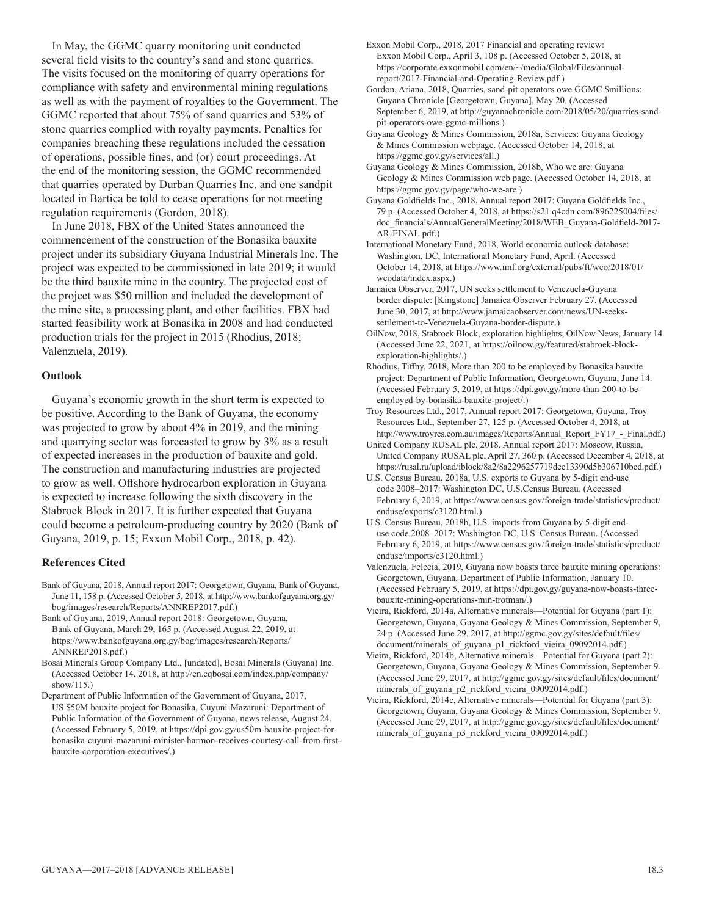In May, the GGMC quarry monitoring unit conducted several field visits to the country's sand and stone quarries. The visits focused on the monitoring of quarry operations for compliance with safety and environmental mining regulations as well as with the payment of royalties to the Government. The GGMC reported that about 75% of sand quarries and 53% of stone quarries complied with royalty payments. Penalties for companies breaching these regulations included the cessation of operations, possible fines, and (or) court proceedings. At the end of the monitoring session, the GGMC recommended that quarries operated by Durban Quarries Inc. and one sandpit located in Bartica be told to cease operations for not meeting regulation requirements (Gordon, 2018).

In June 2018, FBX of the United States announced the commencement of the construction of the Bonasika bauxite project under its subsidiary Guyana Industrial Minerals Inc. The project was expected to be commissioned in late 2019; it would be the third bauxite mine in the country. The projected cost of the project was $50 million and included the development of the mine site, a processing plant, and other facilities. FBX had started feasibility work at Bonasika in 2008 and had conducted production trials for the project in 2015 (Rhodius, 2018; Valenzuela, 2019).

## Outlook

Guyana's economic growth in the short term is expected to be positive. According to the Bank of Guyana, the economy was projected to grow by about 4% in 2019, and the mining and quarrying sector was forecasted to grow by 3% as a result of expected increases in the production of bauxite and gold. The construction and manufacturing industries are projected to grow as well. Offshore hydrocarbon exploration in Guyana is expected to increase following the sixth discovery in the Stabroek Block in 2017. It is further expected that Guyana could become a petroleum-producing country by 2020 (Bank of Guyana, 2019, p. 15; Exxon Mobil Corp., 2018, p. 42).

## References Cited

Bank of Guyana, 2018, Annual report 2017: Georgetown, Guyana, Bank of Guyana, June 11, 158 p. (Accessed October 5, 2018, at http://www.bankofguyana.org.gy/bog/images/research/Reports/ANNREP2017.pdf.)

Bank of Guyana, 2019, Annual report 2018: Georgetown, Guyana, Bank of Guyana, March 29, 165 p. (Accessed August 22, 2019, at https://www.bankofguyana.org.gy/bog/images/research/Reports/ANNREP2018.pdf.)

Bosai Minerals Group Company Ltd., [undated], Bosai Minerals (Guyana) Inc. (Accessed October 14, 2018, at http://en.cqbosai.com/index.php/company/show/115.)

Department of Public Information of the Government of Guyana, 2017, US $50M bauxite project for Bonasika, Cuyuni-Mazaruni: Department of Public Information of the Government of Guyana, news release, August 24. (Accessed February 5, 2019, at https://dpi.gov.gy/us50m-bauxite-project-for-bonasika-cuyuni-mazaruni-minister-harmon-receives-courtesy-call-from-first-bauxite-corporation-executives/.)

Exxon Mobil Corp., 2018, 2017 Financial and operating review: Exxon Mobil Corp., April 3, 108 p. (Accessed October 5, 2018, at https://corporate.exxonmobil.com/en/~/media/Global/Files/annual-report/2017-Financial-and-Operating-Review.pdf.)

Gordon, Ariana, 2018, Quarries, sand-pit operators owe GGMC $millions: Guyana Chronicle [Georgetown, Guyana], May 20. (Accessed September 6, 2019, at http://guyanachronicle.com/2018/05/20/quarries-sand-pit-operators-owe-ggmc-millions.)

Guyana Geology & Mines Commission, 2018a, Services: Guyana Geology & Mines Commission webpage. (Accessed October 14, 2018, at https://ggmc.gov.gy/services/all.)

Guyana Geology & Mines Commission, 2018b, Who we are: Guyana Geology & Mines Commission web page. (Accessed October 14, 2018, at https://ggmc.gov.gy/page/who-we-are.)

Guyana Goldfields Inc., 2018, Annual report 2017: Guyana Goldfields Inc., 79 p. (Accessed October 4, 2018, at https://s21.q4cdn.com/896225004/files/doc_financials/AnnualGeneralMeeting/2018/WEB_Guyana-Goldfield-2017-AR-FINAL.pdf.)

International Monetary Fund, 2018, World economic outlook database: Washington, DC, International Monetary Fund, April. (Accessed October 14, 2018, at https://www.imf.org/external/pubs/ft/weo/2018/01/weodata/index.aspx.)

Jamaica Observer, 2017, UN seeks settlement to Venezuela-Guyana border dispute: [Kingstone] Jamaica Observer February 27. (Accessed June 30, 2017, at http://www.jamaicaobserver.com/news/UN-seeks-settlement-to-Venezuela-Guyana-border-dispute.)

OilNow, 2018, Stabroek Block, exploration highlights; OilNow News, January 14. (Accessed June 22, 2021, at https://oilnow.gy/featured/stabroek-block-exploration-highlights/.)

Rhodius, Tiffny, 2018, More than 200 to be employed by Bonasika bauxite project: Department of Public Information, Georgetown, Guyana, June 14. (Accessed February 5, 2019, at https://dpi.gov.gy/more-than-200-to-be-employed-by-bonasika-bauxite-project/.)

Troy Resources Ltd., 2017, Annual report 2017: Georgetown, Guyana, Troy Resources Ltd., September 27, 125 p. (Accessed October 4, 2018, at http://www.troyres.com.au/images/Reports/Annual_Report_FY17_-_Final.pdf.)

United Company RUSAL plc, 2018, Annual report 2017: Moscow, Russia, United Company RUSAL plc, April 27, 360 p. (Accessed December 4, 2018, at https://rusal.ru/upload/iblock/8a2/8a2296257719dee13390d5b306710bcd.pdf.)

U.S. Census Bureau, 2018a, U.S. exports to Guyana by 5-digit end-use code 2008–2017: Washington DC, U.S.Census Bureau. (Accessed February 6, 2019, at https://www.census.gov/foreign-trade/statistics/product/enduse/exports/c3120.html.)

U.S. Census Bureau, 2018b, U.S. imports from Guyana by 5-digit end-use code 2008–2017: Washington DC, U.S. Census Bureau. (Accessed February 6, 2019, at https://www.census.gov/foreign-trade/statistics/product/enduse/imports/c3120.html.)

Valenzuela, Felecia, 2019, Guyana now boasts three bauxite mining operations: Georgetown, Guyana, Department of Public Information, January 10. (Accessed February 5, 2019, at https://dpi.gov.gy/guyana-now-boasts-three-bauxite-mining-operations-min-trotman/.)

Vieira, Rickford, 2014a, Alternative minerals—Potential for Guyana (part 1): Georgetown, Guyana, Guyana Geology & Mines Commission, September 9, 24 p. (Accessed June 29, 2017, at http://ggmc.gov.gy/sites/default/files/document/minerals_of_guyana_p1_rickford_vieira_09092014.pdf.)

Vieira, Rickford, 2014b, Alternative minerals—Potential for Guyana (part 2): Georgetown, Guyana, Guyana Geology & Mines Commission, September 9. (Accessed June 29, 2017, at http://ggmc.gov.gy/sites/default/files/document/minerals_of_guyana_p2_rickford_vieira_09092014.pdf.)

Vieira, Rickford, 2014c, Alternative minerals—Potential for Guyana (part 3): Georgetown, Guyana, Guyana Geology & Mines Commission, September 9. (Accessed June 29, 2017, at http://ggmc.gov.gy/sites/default/files/document/minerals_of_guyana_p3_rickford_vieira_09092014.pdf.)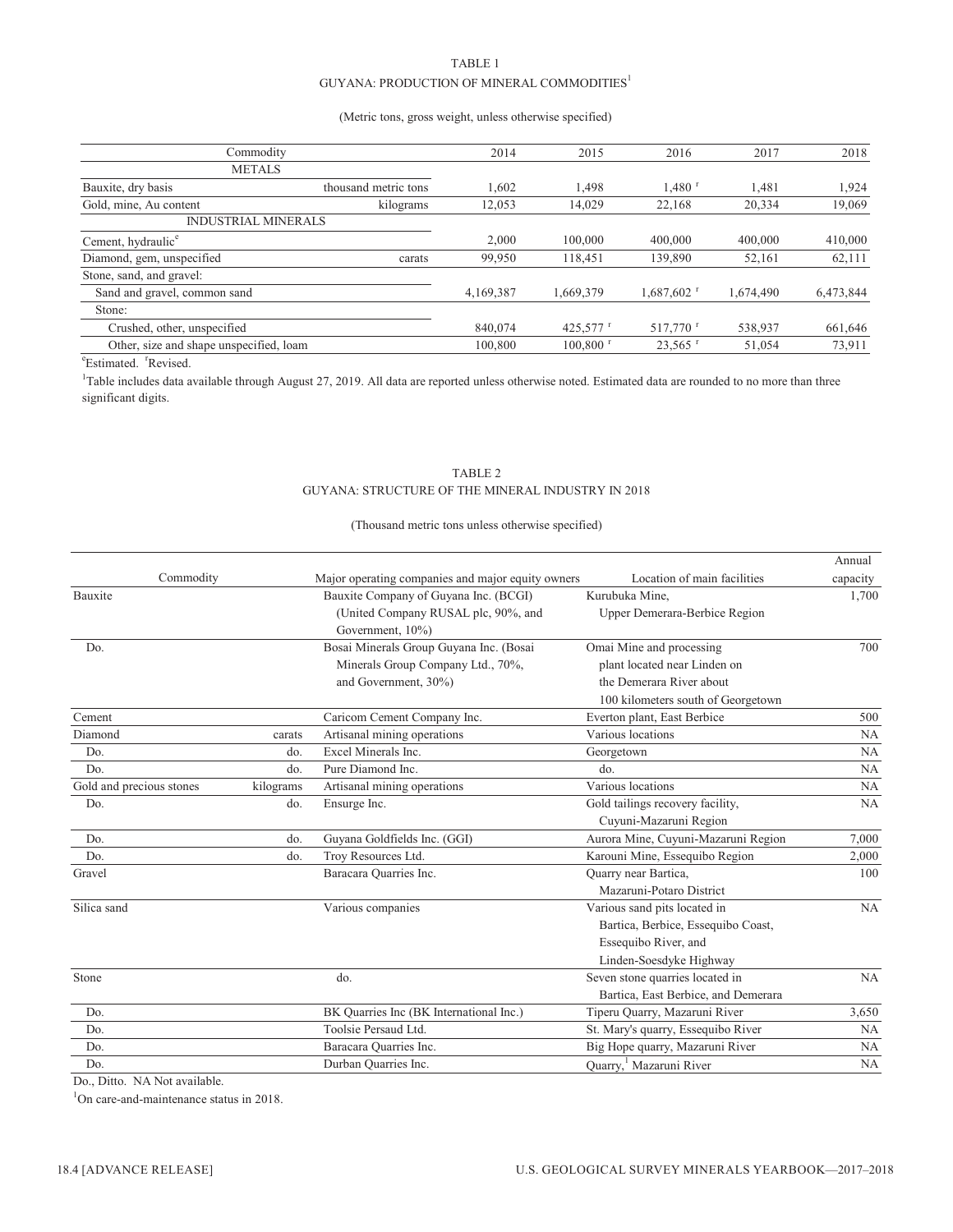TABLE 1
GUYANA: PRODUCTION OF MINERAL COMMODITIES[1]

(Metric tons, gross weight, unless otherwise specified)

| Commodity | | 2014 | 2015 | 2016 | 2017 | 2018 |
|---|---|---|---|---|---|---|
| METALS | | | | | | |
| Bauxite, dry basis | thousand metric tons | 1,602 | 1,498 | 1,480 r | 1,481 | 1,924 |
| Gold, mine, Au content | kilograms | 12,053 | 14,029 | 22,168 | 20,334 | 19,069 |
| INDUSTRIAL MINERALS | | | | | | |
| Cement, hydraulic[e] | | 2,000 | 100,000 | 400,000 | 400,000 | 410,000 |
| Diamond, gem, unspecified | carats | 99,950 | 118,451 | 139,890 | 52,161 | 62,111 |
| Stone, sand, and gravel: | | | | | | |
| Sand and gravel, common sand | | 4,169,387 | 1,669,379 | 1,687,602 r | 1,674,490 | 6,473,844 |
| Stone: | | | | | | |
| Crushed, other, unspecified | | 840,074 | 425,577 r | 517,770 r | 538,937 | 661,646 |
| Other, size and shape unspecified, loam | | 100,800 | 100,800 r | 23,565 r | 51,054 | 73,911 |

[e]Estimated. [r]Revised.

[1]Table includes data available through August 27, 2019. All data are reported unless otherwise noted. Estimated data are rounded to no more than three significant digits.

TABLE 2
GUYANA: STRUCTURE OF THE MINERAL INDUSTRY IN 2018

(Thousand metric tons unless otherwise specified)

| Commodity | | Major operating companies and major equity owners | Location of main facilities | Annual capacity |
|---|---|---|---|---|
| Bauxite | | Bauxite Company of Guyana Inc. (BCGI) (United Company RUSAL plc, 90%, and Government, 10%) | Kurubuka Mine, Upper Demerara-Berbice Region | 1,700 |
| Do. | | Bosai Minerals Group Guyana Inc. (Bosai Minerals Group Company Ltd., 70%, and Government, 30%) | Omai Mine and processing plant located near Linden on the Demerara River about 100 kilometers south of Georgetown | 700 |
| Cement | | Caricom Cement Company Inc. | Everton plant, East Berbice | 500 |
| Diamond | carats | Artisanal mining operations | Various locations | NA |
| Do. | do. | Excel Minerals Inc. | Georgetown | NA |
| Do. | do. | Pure Diamond Inc. | do. | NA |
| Gold and precious stones | kilograms | Artisanal mining operations | Various locations | NA |
| Do. | do. | Ensurge Inc. | Gold tailings recovery facility, Cuyuni-Mazaruni Region | NA |
| Do. | do. | Guyana Goldfields Inc. (GGI) | Aurora Mine, Cuyuni-Mazaruni Region | 7,000 |
| Do. | do. | Troy Resources Ltd. | Karouni Mine, Essequibo Region | 2,000 |
| Gravel | | Baracara Quarries Inc. | Quarry near Bartica, Mazaruni-Potaro District | 100 |
| Silica sand | | Various companies | Various sand pits located in Bartica, Berbice, Essequibo Coast, Essequibo River, and Linden-Soesdyke Highway | NA |
| Stone | | do. | Seven stone quarries located in Bartica, East Berbice, and Demerara | NA |
| Do. | | BK Quarries Inc (BK International Inc.) | Tiperu Quarry, Mazaruni River | 3,650 |
| Do. | | Toolsie Persaud Ltd. | St. Mary's quarry, Essequibo River | NA |
| Do. | | Baracara Quarries Inc. | Big Hope quarry, Mazaruni River | NA |
| Do. | | Durban Quarries Inc. | Quarry,[1] Mazaruni River | NA |

Do., Ditto. NA Not available.

[1]On care-and-maintenance status in 2018.